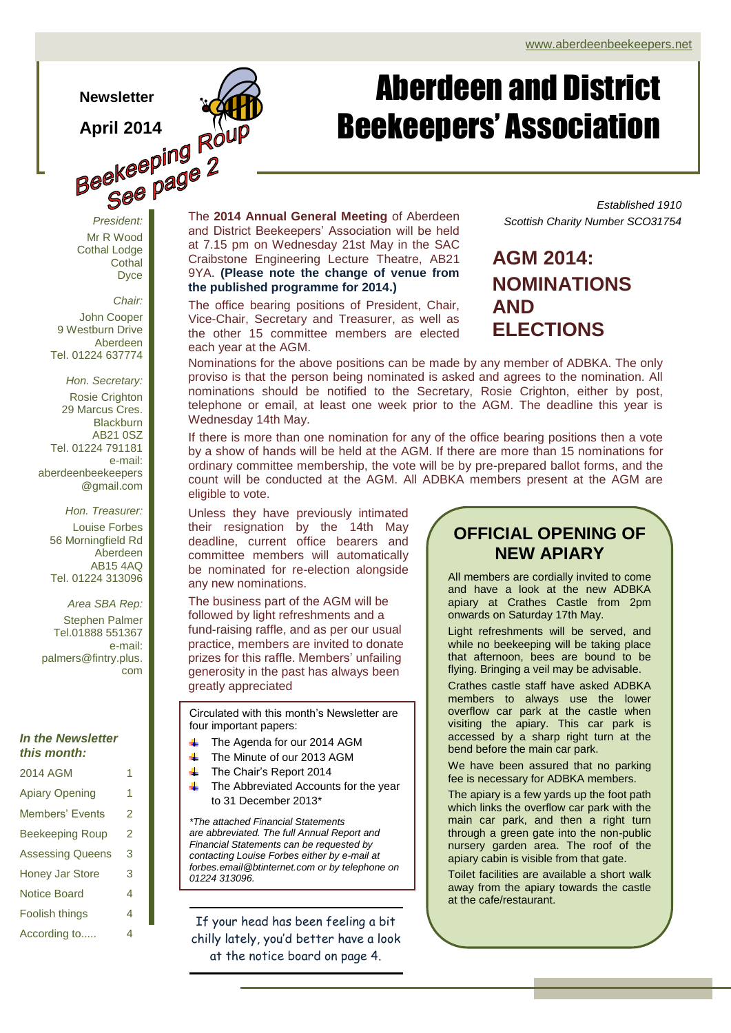www.aberdeenbeekeepers.net

**Newsletter**

**April 2014**

Beekeeping Roup See page 2

# Aberdeen and District Beekeepers' Association

*Established 1910*
*Scottish Charity Number SCO31754*

*President:*
Mr R Wood
Cothal Lodge
Cothal
Dyce

*Chair:*
John Cooper
9 Westburn Drive
Aberdeen
Tel. 01224 637774

*Hon. Secretary:*
Rosie Crighton
29 Marcus Cres.
Blackburn
AB21 0SZ
Tel. 01224 791181
e-mail:
aberdeenbeekeepers@gmail.com

*Hon. Treasurer:*
Louise Forbes
56 Morningfield Rd
Aberdeen
AB15 4AQ
Tel. 01224 313096

*Area SBA Rep:*
Stephen Palmer
Tel.01888 551367
e-mail:
palmers@fintry.plus.com

***In the Newsletter this month:***

| | |
|---|---|
| 2014 AGM | 1 |
| Apiary Opening | 1 |
| Members' Events | 2 |
| Beekeeping Roup | 2 |
| Assessing Queens | 3 |
| Honey Jar Store | 3 |
| Notice Board | 4 |
| Foolish things | 4 |
| According to..... | 4 |

## AGM 2014: NOMINATIONS AND ELECTIONS

The **2014 Annual General Meeting** of Aberdeen and District Beekeepers' Association will be held at 7.15 pm on Wednesday 21st May in the SAC Craibstone Engineering Lecture Theatre, AB21 9YA. **(Please note the change of venue from the published programme for 2014.)**

The office bearing positions of President, Chair, Vice-Chair, Secretary and Treasurer, as well as the other 15 committee members are elected each year at the AGM.

Nominations for the above positions can be made by any member of ADBKA. The only proviso is that the person being nominated is asked and agrees to the nomination. All nominations should be notified to the Secretary, Rosie Crighton, either by post, telephone or email, at least one week prior to the AGM. The deadline this year is Wednesday 14th May.

If there is more than one nomination for any of the office bearing positions then a vote by a show of hands will be held at the AGM. If there are more than 15 nominations for ordinary committee membership, the vote will be by pre-prepared ballot forms, and the count will be conducted at the AGM. All ADBKA members present at the AGM are eligible to vote.

Unless they have previously intimated their resignation by the 14th May deadline, current office bearers and committee members will automatically be nominated for re-election alongside any new nominations.

The business part of the AGM will be followed by light refreshments and a fund-raising raffle, and as per our usual practice, members are invited to donate prizes for this raffle. Members' unfailing generosity in the past has always been greatly appreciated

Circulated with this month's Newsletter are four important papers:

- The Agenda for our 2014 AGM
- The Minute of our 2013 AGM
- The Chair's Report 2014
- The Abbreviated Accounts for the year to 31 December 2013*

*\*The attached Financial Statements are abbreviated. The full Annual Report and Financial Statements can be requested by contacting Louise Forbes either by e-mail at forbes.email@btinternet.com or by telephone on 01224 313096.*

If your head has been feeling a bit chilly lately, you'd better have a look at the notice board on page 4.

## OFFICIAL OPENING OF NEW APIARY

All members are cordially invited to come and have a look at the new ADBKA apiary at Crathes Castle from 2pm onwards on Saturday 17th May.

Light refreshments will be served, and while no beekeeping will be taking place that afternoon, bees are bound to be flying. Bringing a veil may be advisable.

Crathes castle staff have asked ADBKA members to always use the lower overflow car park at the castle when visiting the apiary. This car park is accessed by a sharp right turn at the bend before the main car park.

We have been assured that no parking fee is necessary for ADBKA members.

The apiary is a few yards up the foot path which links the overflow car park with the main car park, and then a right turn through a green gate into the non-public nursery garden area. The roof of the apiary cabin is visible from that gate.

Toilet facilities are available a short walk away from the apiary towards the castle at the cafe/restaurant.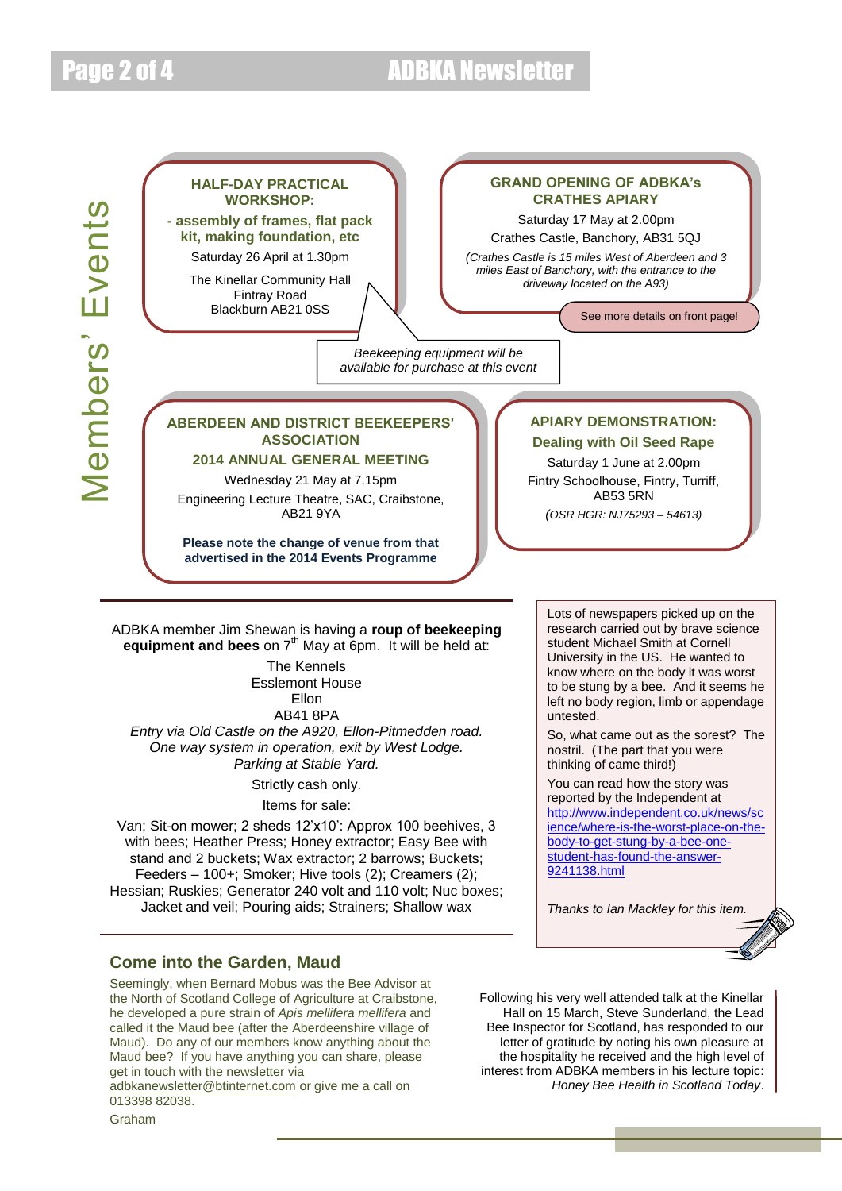## Members' Events

### HALF-DAY PRACTICAL WORKSHOP:

**- assembly of frames, flat pack kit, making foundation, etc**

Saturday 26 April at 1.30pm

The Kinellar Community Hall
Fintray Road
Blackburn AB21 0SS

*Beekeeping equipment will be available for purchase at this event*

### GRAND OPENING OF ADBKA's CRATHES APIARY

Saturday 17 May at 2.00pm

Crathes Castle, Banchory, AB31 5QJ

*(Crathes Castle is 15 miles West of Aberdeen and 3 miles East of Banchory, with the entrance to the driveway located on the A93)*

See more details on front page!

### ABERDEEN AND DISTRICT BEEKEEPERS' ASSOCIATION

### 2014 ANNUAL GENERAL MEETING

Wednesday 21 May at 7.15pm

Engineering Lecture Theatre, SAC, Craibstone, AB21 9YA

**Please note the change of venue from that advertised in the 2014 Events Programme**

### APIARY DEMONSTRATION:

### Dealing with Oil Seed Rape

Saturday 1 June at 2.00pm

Fintry Schoolhouse, Fintry, Turriff, AB53 5RN

*(OSR HGR: NJ75293 – 54613)*

---

ADBKA member Jim Shewan is having a **roup of beekeeping equipment and bees** on 7th May at 6pm. It will be held at:

The Kennels
Esslemont House
Ellon
AB41 8PA

*Entry via Old Castle on the A920, Ellon-Pitmedden road. One way system in operation, exit by West Lodge. Parking at Stable Yard.*

Strictly cash only.

Items for sale:

Van; Sit-on mower; 2 sheds 12'x10': Approx 100 beehives, 3 with bees; Heather Press; Honey extractor; Easy Bee with stand and 2 buckets; Wax extractor; 2 barrows; Buckets; Feeders – 100+; Smoker; Hive tools (2); Creamers (2); Hessian; Ruskies; Generator 240 volt and 110 volt; Nuc boxes; Jacket and veil; Pouring aids; Strainers; Shallow wax

---

Lots of newspapers picked up on the research carried out by brave science student Michael Smith at Cornell University in the US. He wanted to know where on the body it was worst to be stung by a bee. And it seems he left no body region, limb or appendage untested.

So, what came out as the sorest? The nostril. (The part that you were thinking of came third!)

You can read how the story was reported by the Independent at http://www.independent.co.uk/news/science/where-is-the-worst-place-on-the-body-to-get-stung-by-a-bee-one-student-has-found-the-answer-9241138.html

*Thanks to Ian Mackley for this item.*

## Come into the Garden, Maud

Seemingly, when Bernard Mobus was the Bee Advisor at the North of Scotland College of Agriculture at Craibstone, he developed a pure strain of *Apis mellifera mellifera* and called it the Maud bee (after the Aberdeenshire village of Maud). Do any of our members know anything about the Maud bee? If you have anything you can share, please get in touch with the newsletter via adbkanewsletter@btinternet.com or give me a call on 013398 82038.

Graham

Following his very well attended talk at the Kinellar Hall on 15 March, Steve Sunderland, the Lead Bee Inspector for Scotland, has responded to our letter of gratitude by noting his own pleasure at the hospitality he received and the high level of interest from ADBKA members in his lecture topic: *Honey Bee Health in Scotland Today*.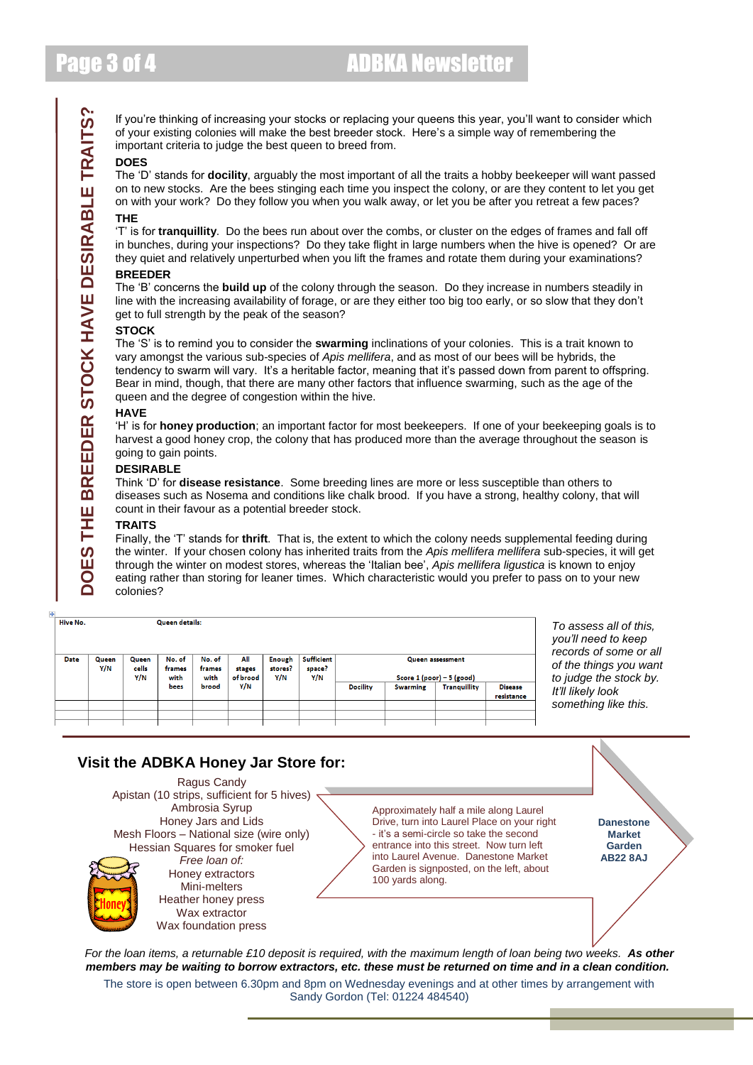## DOES THE BREEDER STOCK HAVE DESIRABLE TRAITS?

If you're thinking of increasing your stocks or replacing your queens this year, you'll want to consider which of your existing colonies will make the best breeder stock. Here's a simple way of remembering the important criteria to judge the best queen to breed from.

**DOES**

The 'D' stands for **docility**, arguably the most important of all the traits a hobby beekeeper will want passed on to new stocks. Are the bees stinging each time you inspect the colony, or are they content to let you get on with your work? Do they follow you when you walk away, or let you be after you retreat a few paces?

**THE**

'T' is for **tranquillity**. Do the bees run about over the combs, or cluster on the edges of frames and fall off in bunches, during your inspections? Do they take flight in large numbers when the hive is opened? Or are they quiet and relatively unperturbed when you lift the frames and rotate them during your examinations?

**BREEDER**

The 'B' concerns the **build up** of the colony through the season. Do they increase in numbers steadily in line with the increasing availability of forage, or are they either too big too early, or so slow that they don't get to full strength by the peak of the season?

**STOCK**

The 'S' is to remind you to consider the **swarming** inclinations of your colonies. This is a trait known to vary amongst the various sub-species of *Apis mellifera*, and as most of our bees will be hybrids, the tendency to swarm will vary. It's a heritable factor, meaning that it's passed down from parent to offspring. Bear in mind, though, that there are many other factors that influence swarming, such as the age of the queen and the degree of congestion within the hive.

**HAVE**

'H' is for **honey production**; an important factor for most beekeepers. If one of your beekeeping goals is to harvest a good honey crop, the colony that has produced more than the average throughout the season is going to gain points.

**DESIRABLE**

Think 'D' for **disease resistance**. Some breeding lines are more or less susceptible than others to diseases such as Nosema and conditions like chalk brood. If you have a strong, healthy colony, that will count in their favour as a potential breeder stock.

**TRAITS**

Finally, the 'T' stands for **thrift**. That is, the extent to which the colony needs supplemental feeding during the winter. If your chosen colony has inherited traits from the *Apis mellifera mellifera* sub-species, it will get through the winter on modest stores, whereas the 'Italian bee', *Apis mellifera ligustica* is known to enjoy eating rather than storing for leaner times. Which characteristic would you prefer to pass on to your new colonies?

| Hive No. | | Queen details: | | | | | | | | | |
|---|---|---|---|---|---|---|---|---|---|---|---|
| Date | Queen Y/N | Queen cells Y/N | No. of frames with bees | No. of frames with brood | All stages of brood Y/N | Enough stores? Y/N | Sufficient space? Y/N | Queen assessment Score 1 (poor) – 5 (good) | | | |
| | | | | | | | | Docility | Swarming | Tranquillity | Disease resistance |
| | | | | | | | | | | | |
| | | | | | | | | | | | |
| | | | | | | | | | | | |

*To assess all of this, you'll need to keep records of some or all of the things you want to judge the stock by. It'll likely look something like this.*

## Visit the ADBKA Honey Jar Store for:

Ragus Candy
Apistan (10 strips, sufficient for 5 hives)
Ambrosia Syrup
Honey Jars and Lids
Mesh Floors – National size (wire only)
Hessian Squares for smoker fuel
*Free loan of:*
Honey extractors
Mini-melters
Heather honey press
Wax extractor
Wax foundation press

Approximately half a mile along Laurel Drive, turn into Laurel Place on your right - it's a semi-circle so take the second entrance into this street. Now turn left into Laurel Avenue. Danestone Market Garden is signposted, on the left, about 100 yards along.

**Danestone Market Garden AB22 8AJ**

*For the loan items, a returnable £10 deposit is required, with the maximum length of loan being two weeks.* ***As other members may be waiting to borrow extractors, etc. these must be returned on time and in a clean condition.***

The store is open between 6.30pm and 8pm on Wednesday evenings and at other times by arrangement with Sandy Gordon (Tel: 01224 484540)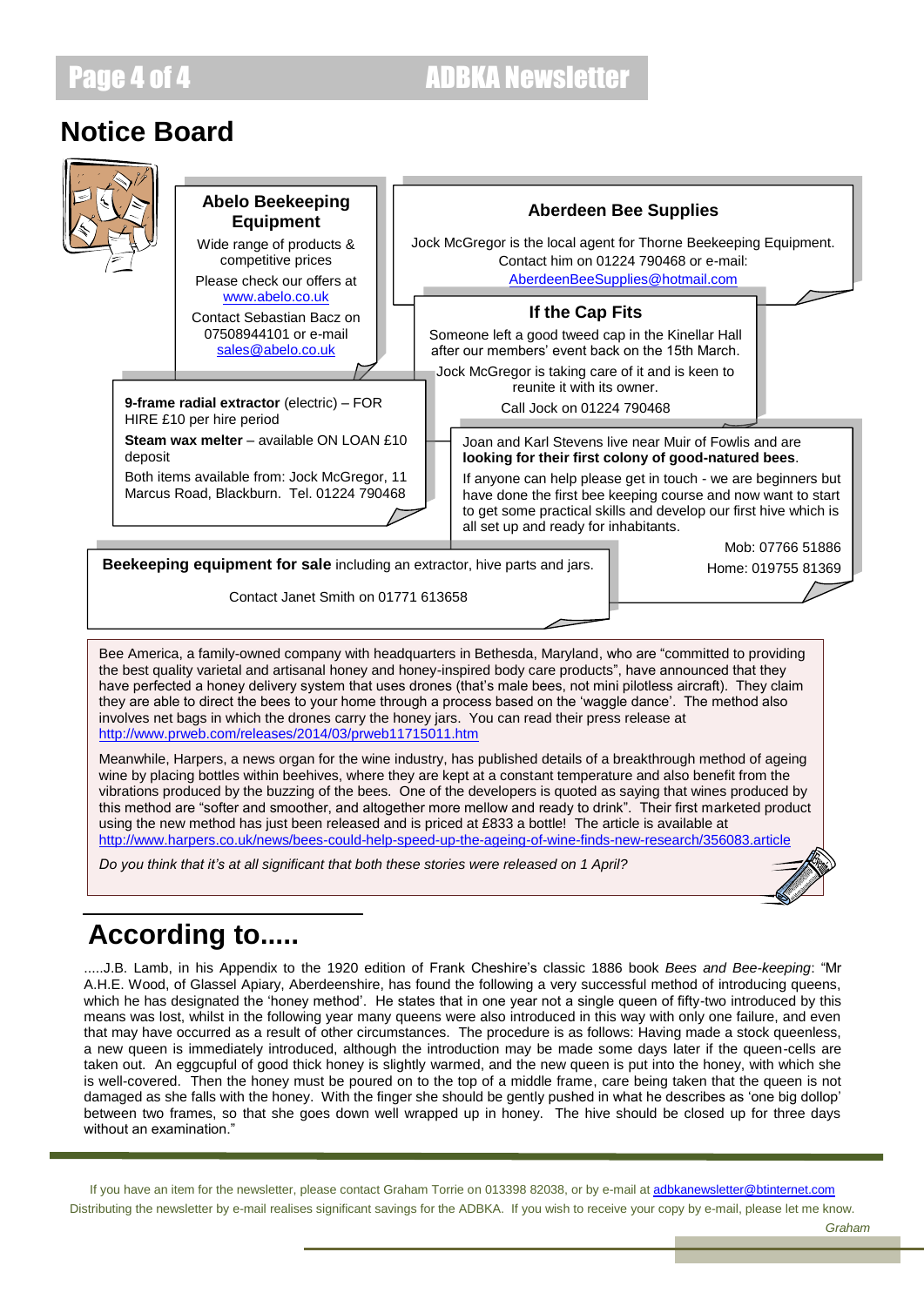## Notice Board

### Abelo Beekeeping Equipment

Wide range of products & competitive prices

Please check our offers at www.abelo.co.uk

Contact Sebastian Bacz on 07508944101 or e-mail sales@abelo.co.uk

### Aberdeen Bee Supplies

Jock McGregor is the local agent for Thorne Beekeeping Equipment. Contact him on 01224 790468 or e-mail: AberdeenBeeSupplies@hotmail.com

### If the Cap Fits

Someone left a good tweed cap in the Kinellar Hall after our members' event back on the 15th March.

Jock McGregor is taking care of it and is keen to reunite it with its owner.

Call Jock on 01224 790468

**9-frame radial extractor** (electric) – FOR HIRE £10 per hire period

**Steam wax melter** – available ON LOAN £10 deposit

Both items available from: Jock McGregor, 11 Marcus Road, Blackburn. Tel. 01224 790468

Joan and Karl Stevens live near Muir of Fowlis and are **looking for their first colony of good-natured bees**.

If anyone can help please get in touch - we are beginners but have done the first bee keeping course and now want to start to get some practical skills and develop our first hive which is all set up and ready for inhabitants.

Mob: 07766 51886
Home: 019755 81369

**Beekeeping equipment for sale** including an extractor, hive parts and jars.

Contact Janet Smith on 01771 613658

Bee America, a family-owned company with headquarters in Bethesda, Maryland, who are "committed to providing the best quality varietal and artisanal honey and honey-inspired body care products", have announced that they have perfected a honey delivery system that uses drones (that's male bees, not mini pilotless aircraft). They claim they are able to direct the bees to your home through a process based on the 'waggle dance'. The method also involves net bags in which the drones carry the honey jars. You can read their press release at http://www.prweb.com/releases/2014/03/prweb11715011.htm

Meanwhile, Harpers, a news organ for the wine industry, has published details of a breakthrough method of ageing wine by placing bottles within beehives, where they are kept at a constant temperature and also benefit from the vibrations produced by the buzzing of the bees. One of the developers is quoted as saying that wines produced by this method are "softer and smoother, and altogether more mellow and ready to drink". Their first marketed product using the new method has just been released and is priced at £833 a bottle! The article is available at http://www.harpers.co.uk/news/bees-could-help-speed-up-the-ageing-of-wine-finds-new-research/356083.article

*Do you think that it's at all significant that both these stories were released on 1 April?*

## According to.....

.....J.B. Lamb, in his Appendix to the 1920 edition of Frank Cheshire's classic 1886 book *Bees and Bee-keeping*: "Mr A.H.E. Wood, of Glassel Apiary, Aberdeenshire, has found the following a very successful method of introducing queens, which he has designated the 'honey method'. He states that in one year not a single queen of fifty-two introduced by this means was lost, whilst in the following year many queens were also introduced in this way with only one failure, and even that may have occurred as a result of other circumstances. The procedure is as follows: Having made a stock queenless, a new queen is immediately introduced, although the introduction may be made some days later if the queen-cells are taken out. An eggcupful of good thick honey is slightly warmed, and the new queen is put into the honey, with which she is well-covered. Then the honey must be poured on to the top of a middle frame, care being taken that the queen is not damaged as she falls with the honey. With the finger she should be gently pushed in what he describes as 'one big dollop' between two frames, so that she goes down well wrapped up in honey. The hive should be closed up for three days without an examination."

If you have an item for the newsletter, please contact Graham Torrie on 013398 82038, or by e-mail at adbkanewsletter@btinternet.com
Distributing the newsletter by e-mail realises significant savings for the ADBKA. If you wish to receive your copy by e-mail, please let me know.

*Graham*